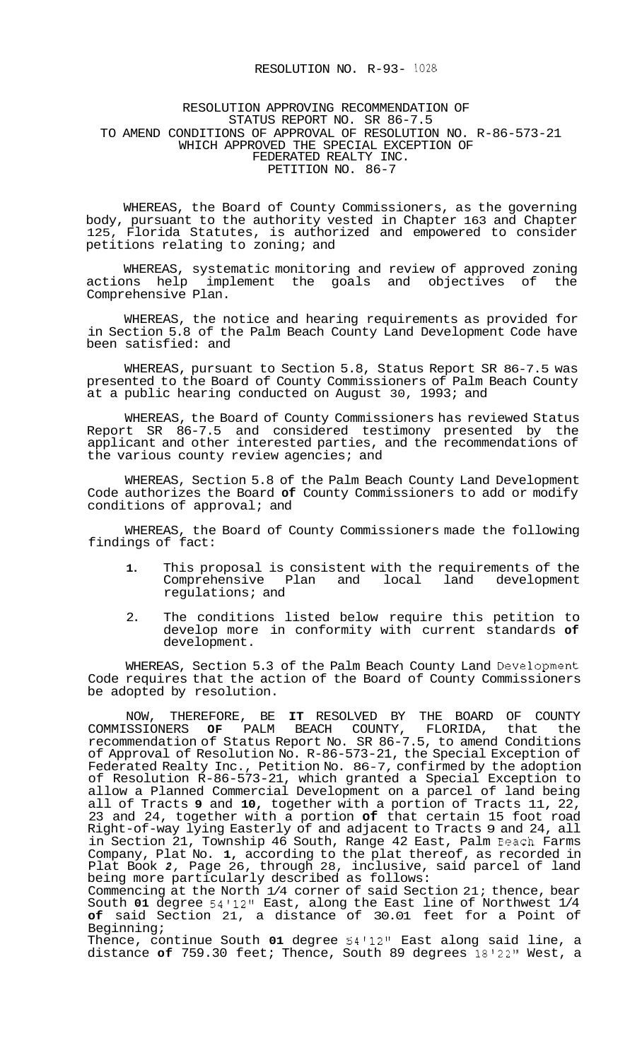# RESOLUTION NO. R-93- 1028

## RESOLUTION APPROVING RECOMMENDATION OF STATUS REPORT NO. SR 86-7.5 TO AMEND CONDITIONS OF APPROVAL OF RESOLUTION NO. R-86-573-21 WHICH APPROVED THE SPECIAL EXCEPTION OF FEDERATED REALTY INC. PETITION NO. 86-7

WHEREAS, the Board of County Commissioners, as the governing body, pursuant to the authority vested in Chapter 163 and Chapter 125, Florida Statutes, is authorized and empowered to consider petitions relating to zoning; and

WHEREAS, systematic monitoring and review of approved zoning actions help implement the goals and objectives of the Comprehensive Plan.

WHEREAS, the notice and hearing requirements as provided for in Section 5.8 of the Palm Beach County Land Development Code have been satisfied: and

WHEREAS, pursuant to Section 5.8, Status Report SR 86-7.5 was presented to the Board of County Commissioners of Palm Beach County at a public hearing conducted on August 30, 1993; and

WHEREAS, the Board of County Commissioners has reviewed Status Report SR 86-7.5 and considered testimony presented by the applicant and other interested parties, and the recommendations of the various county review agencies; and

WHEREAS, Section 5.8 of the Palm Beach County Land Development Code authorizes the Board **of** County Commissioners to add or modify conditions of approval; and

WHEREAS, the Board of County Commissioners made the following findings of fact:

1. This proposal is consistent with the requirements of the Comprehensive Plan and local land development regulations; and
2. The conditions listed below require this petition to develop more in conformity with current standards **of** development.

WHEREAS, Section 5.3 of the Palm Beach County Land Development Code requires that the action of the Board of County Commissioners be adopted by resolution.

NOW, THEREFORE, BE **IT** RESOLVED BY THE BOARD OF COUNTY COMMISSIONERS **OF** PALM BEACH COUNTY, FLORIDA, that the recommendation of Status Report No. SR 86-7.5, to amend Conditions of Approval of Resolution No. R-86-573-21, the Special Exception of Federated Realty Inc., Petition No. 86-7, confirmed by the adoption of Resolution R-86-573-21, which granted a Special Exception to allow a Planned Commercial Development on a parcel of land being all of Tracts **9** and **10**, together with a portion of Tracts 11, 22, 23 and 24, together with a portion **of** that certain 15 foot road Right-of-way lying Easterly of and adjacent to Tracts 9 and 24, all in Section 21, Township 46 South, Range 42 East, Palm Beach Farms Company, Plat No. **1**, according to the plat thereof, as recorded in Plat Book *2*, Page 26, through 28, inclusive, said parcel of land being more particularly described as follows:
Commencing at the North 1/4 corner of said Section 21; thence, bear South **01** degree 54'12" East, along the East line of Northwest 1/4 **of** said Section 21, a distance of 30.01 feet for a Point of Beginning;
Thence, continue South **01** degree 54'12" East along said line, a distance **of** 759.30 feet; Thence, South 89 degrees 18'22" West, a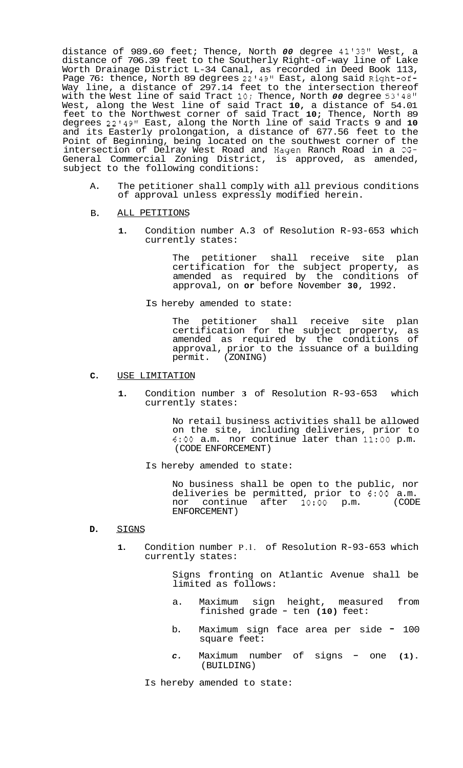distance of 989.60 feet; Thence, North 00 degree 41'33" West, a distance of 706.39 feet to the Southerly Right-of-way line of Lake Worth Drainage District L-34 Canal, as recorded in Deed Book 113, Page 76: thence, North 89 degrees 22'49" East, along said Right-of-Way line, a distance of 297.14 feet to the intersection thereof with the West line of said Tract 10; Thence, North 00 degree 53'48" West, along the West line of said Tract 10, a distance of 54.01 feet to the Northwest corner of said Tract 10; Thence, North 89 degrees 22'49" East, along the North line of said Tracts 9 and 10 and its Easterly prolongation, a distance of 677.56 feet to the Point of Beginning, being located on the southwest corner of the intersection of Delray West Road and Hagen Ranch Road in a CG-General Commercial Zoning District, is approved, as amended, subject to the following conditions:

A. The petitioner shall comply with all previous conditions of approval unless expressly modified herein.

B. ALL PETITIONS

1. Condition number A.3 of Resolution R-93-653 which currently states:

   The petitioner shall receive site plan certification for the subject property, as amended as required by the conditions of approval, on or before November 30, 1992.

   Is hereby amended to state:

   The petitioner shall receive site plan certification for the subject property, as amended as required by the conditions of approval, prior to the issuance of a building permit. (ZONING)

C. USE LIMITATION

1. Condition number 3 of Resolution R-93-653 which currently states:

   No retail business activities shall be allowed on the site, including deliveries, prior to 6:00 a.m. nor continue later than 11:00 p.m. (CODE ENFORCEMENT)

   Is hereby amended to state:

   No business shall be open to the public, nor deliveries be permitted, prior to 6:00 a.m. nor continue after 10:00 p.m. (CODE ENFORCEMENT)

D. SIGNS

1. Condition number P.1. of Resolution R-93-653 which currently states:

   Signs fronting on Atlantic Avenue shall be limited as follows:

   a. Maximum sign height, measured from finished grade - ten (10) feet:

   b. Maximum sign face area per side - 100 square feet:

   c. Maximum number of signs - one (1). (BUILDING)

   Is hereby amended to state: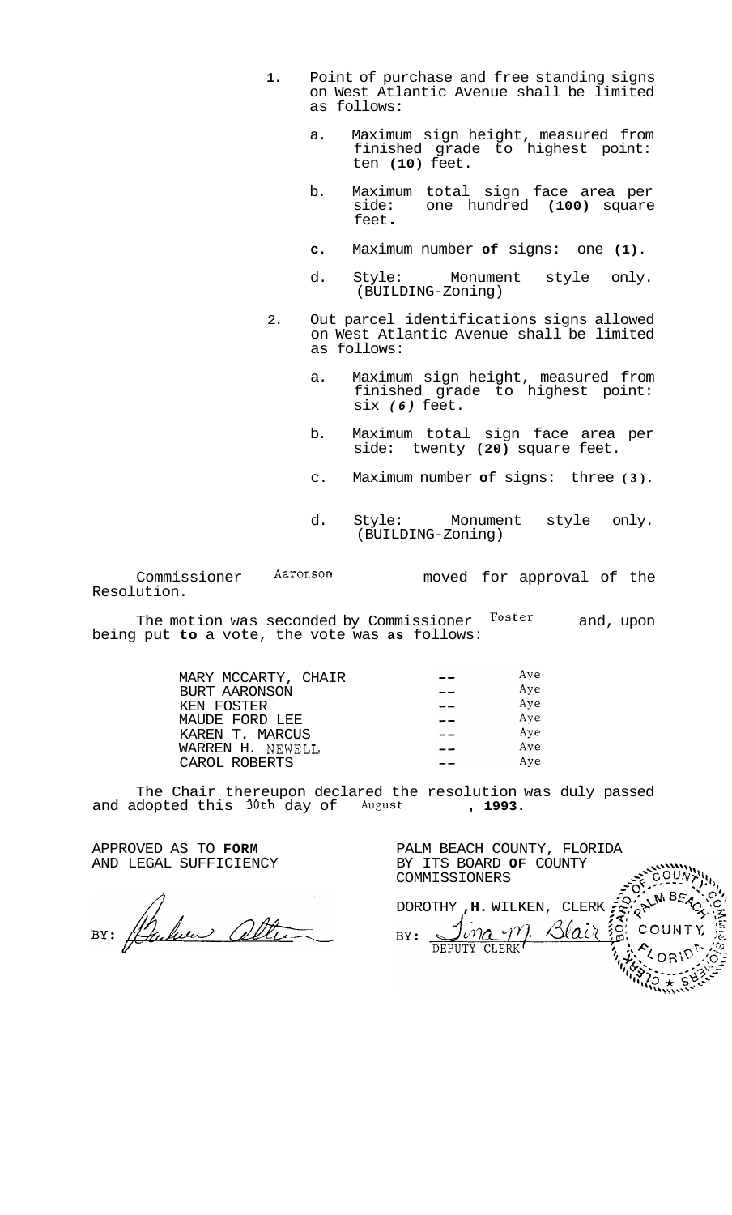1. Point of purchase and free standing signs on West Atlantic Avenue shall be limited as follows:

   a. Maximum sign height, measured from finished grade to highest point: ten **(10)** feet.

   b. Maximum total sign face area per side: one hundred **(100)** square feet.

   c. Maximum number **of** signs: one **(1)**.

   d. Style: Monument style only. (BUILDING-Zoning)

2. Out parcel identifications signs allowed on West Atlantic Avenue shall be limited as follows:

   a. Maximum sign height, measured from finished grade to highest point: six *(6)* feet.

   b. Maximum total sign face area per side: twenty **(20)** square feet.

   c. Maximum number **of** signs: three **(3)**.

   d. Style: Monument style only. (BUILDING-Zoning)

Commissioner Aaronson moved for approval of the Resolution.

The motion was seconded by Commissioner Foster and, upon being put **to** a vote, the vote was **as** follows:

| | | |
|---|---|---|
| MARY MCCARTY, CHAIR | -- | Aye |
| BURT AARONSON | -- | Aye |
| KEN FOSTER | -- | Aye |
| MAUDE FORD LEE | -- | Aye |
| KAREN T. MARCUS | -- | Aye |
| WARREN H. NEWELL | -- | Aye |
| CAROL ROBERTS | -- | Aye |

The Chair thereupon declared the resolution was duly passed and adopted this 30th day of August, **1993**.

APPROVED AS TO **FORM**
AND LEGAL SUFFICIENCY

BY: [signature]

PALM BEACH COUNTY, FLORIDA
BY ITS BOARD **OF** COUNTY
COMMISSIONERS

DOROTHY **H.** WILKEN, CLERK

BY: Tina M. Blair
DEPUTY CLERK